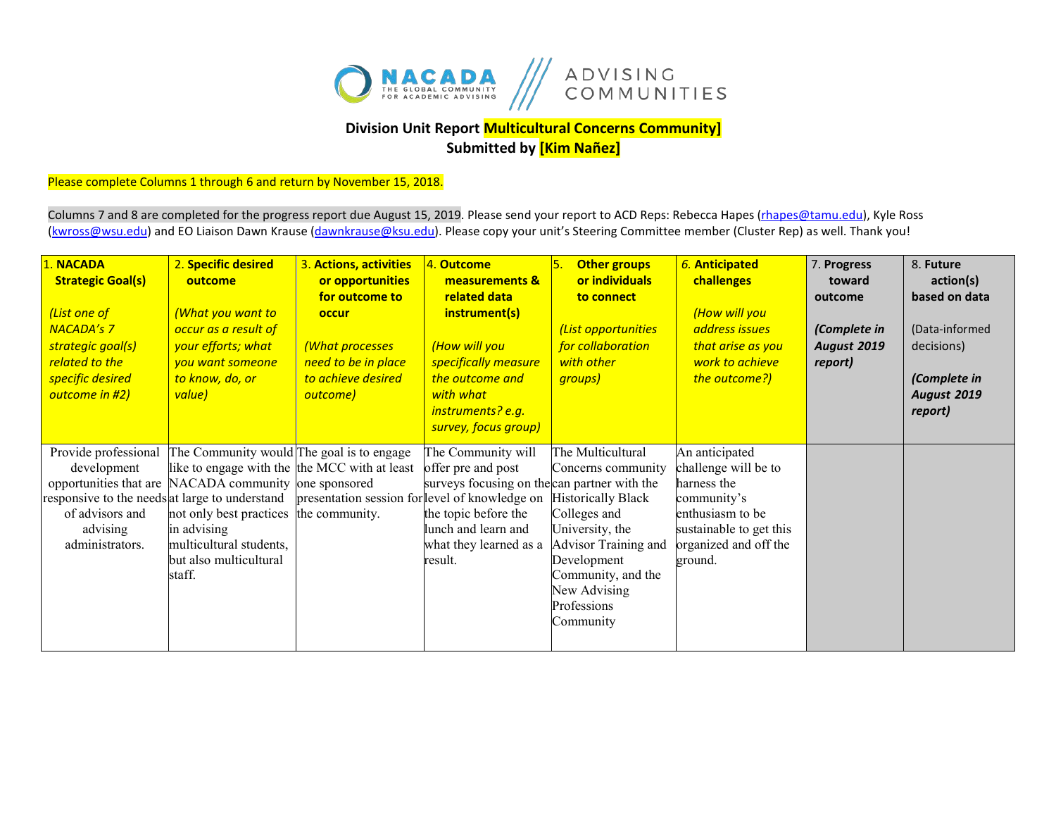**Division Unit Report Multicultural Concerns Community]**
**Submitted by [Kim Nañez]**

Please complete Columns 1 through 6 and return by November 15, 2018.

Columns 7 and 8 are completed for the progress report due August 15, 2019. Please send your report to ACD Reps: Rebecca Hapes (rhapes@tamu.edu), Kyle Ross (kwross@wsu.edu) and EO Liaison Dawn Krause (dawnkrause@ksu.edu). Please copy your unit's Steering Committee member (Cluster Rep) as well. Thank you!

| 1. **NACADA Strategic Goal(s)** *(List one of NACADA's 7 strategic goal(s) related to the specific desired outcome in #2)* | 2. **Specific desired outcome** *(What you want to occur as a result of your efforts; what you want someone to know, do, or value)* | 3. **Actions, activities or opportunities for outcome to occur** *(What processes need to be in place to achieve desired outcome)* | 4. **Outcome measurements & related data instrument(s)** *(How will you specifically measure the outcome and with what instruments? e.g. survey, focus group)* | 5. **Other groups or individuals to connect** *(List opportunities for collaboration with other groups)* | 6. **Anticipated challenges** *(How will you address issues that arise as you work to achieve the outcome?)* | 7. Progress toward outcome ***(Complete in August 2019 report)*** | 8. **Future action(s) based on data** (Data-informed decisions) ***(Complete in August 2019 report)*** |
|---|---|---|---|---|---|---|---|
| Provide professional development opportunities that are responsive to the needs of advisors and advising administrators. | The Community would like to engage with the NACADA community at large to understand not only best practices in advising multicultural students, but also multicultural staff. | The goal is to engage the MCC with at least one sponsored presentation session for the community. | The Community will offer pre and post surveys focusing on the level of knowledge on the topic before the lunch and learn and what they learned as a result. | The Multicultural Concerns community can partner with the Historically Black Colleges and University, the Advisor Training and Development Community, and the New Advising Professions Community | An anticipated challenge will be to harness the community's enthusiasm to be sustainable to get this organized and off the ground. | | |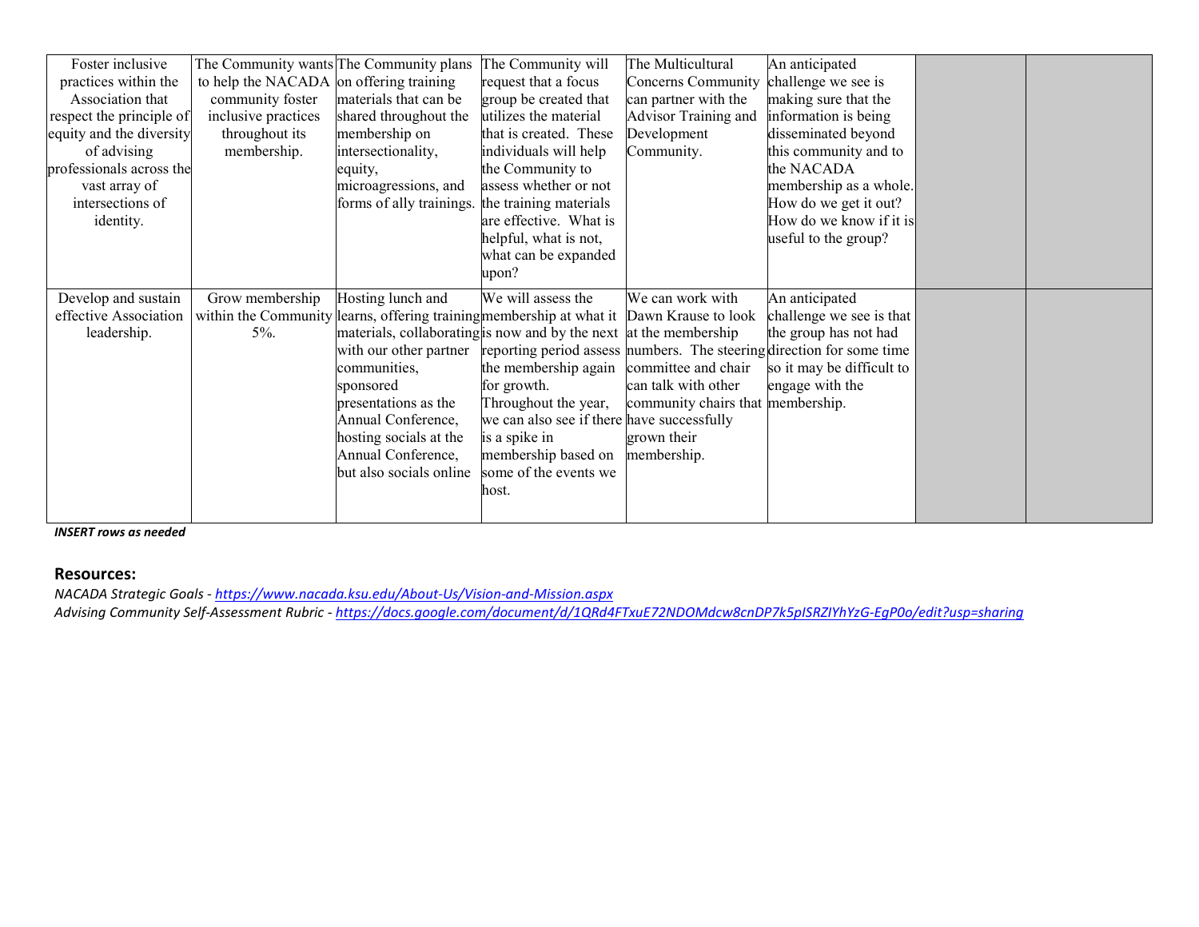| | | | | | | | |
|---|---|---|---|---|---|---|---|
| Foster inclusive practices within the Association that respect the principle of equity and the diversity of advising professionals across the vast array of intersections of identity. | The Community wants to help the NACADA community foster inclusive practices throughout its membership. | The Community plans on offering training materials that can be shared throughout the membership on intersectionality, equity, microagressions, and forms of ally trainings. | The Community will request that a focus group be created that utilizes the material that is created. These individuals will help the Community to assess whether or not the training materials are effective. What is helpful, what is not, what can be expanded upon? | The Multicultural Concerns Community can partner with the Advisor Training and Development Community. | An anticipated challenge we see is making sure that the information is being disseminated beyond this community and to the NACADA membership as a whole. How do we get it out? How do we know if it is useful to the group? | | |
| Develop and sustain effective Association leadership. | Grow membership within the Community 5%. | Hosting lunch and learns, offering training materials, collaborating with our other partner communities, sponsored presentations as the Annual Conference, hosting socials at the Annual Conference, but also socials online | We will assess the membership at what it is now and by the next reporting period assess the membership again for growth. Throughout the year, we can also see if there is a spike in membership based on some of the events we host. | We can work with Dawn Krause to look at the membership numbers. The steering committee and chair can talk with other community chairs that have successfully grown their membership. | An anticipated challenge we see is that the group has not had direction for some time so it may be difficult to engage with the membership. | | |

***INSERT rows as needed***

## Resources:

*NACADA Strategic Goals - https://www.nacada.ksu.edu/About-Us/Vision-and-Mission.aspx*

*Advising Community Self-Assessment Rubric - https://docs.google.com/document/d/1QRd4FTxuE72NDOMdcw8cnDP7k5pISRZIYhYzG-EgP0o/edit?usp=sharing*